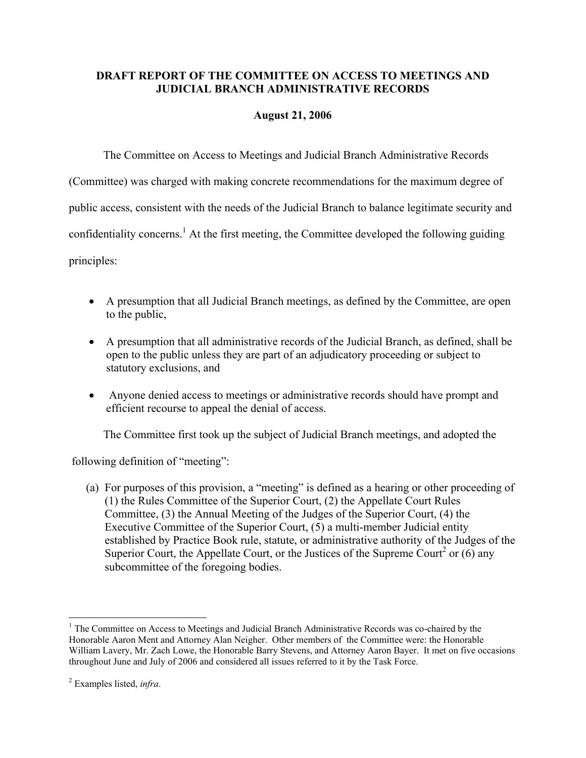# DRAFT REPORT OF THE COMMITTEE ON ACCESS TO MEETINGS AND JUDICIAL BRANCH ADMINISTRATIVE RECORDS

**August 21, 2006**

The Committee on Access to Meetings and Judicial Branch Administrative Records (Committee) was charged with making concrete recommendations for the maximum degree of public access, consistent with the needs of the Judicial Branch to balance legitimate security and confidentiality concerns.[1] At the first meeting, the Committee developed the following guiding principles:

- A presumption that all Judicial Branch meetings, as defined by the Committee, are open to the public,
- A presumption that all administrative records of the Judicial Branch, as defined, shall be open to the public unless they are part of an adjudicatory proceeding or subject to statutory exclusions, and
- Anyone denied access to meetings or administrative records should have prompt and efficient recourse to appeal the denial of access.

The Committee first took up the subject of Judicial Branch meetings, and adopted the following definition of "meeting":

(a) For purposes of this provision, a "meeting" is defined as a hearing or other proceeding of (1) the Rules Committee of the Superior Court, (2) the Appellate Court Rules Committee, (3) the Annual Meeting of the Judges of the Superior Court, (4) the Executive Committee of the Superior Court, (5) a multi-member Judicial entity established by Practice Book rule, statute, or administrative authority of the Judges of the Superior Court, the Appellate Court, or the Justices of the Supreme Court[2] or (6) any subcommittee of the foregoing bodies.

---

[1] The Committee on Access to Meetings and Judicial Branch Administrative Records was co-chaired by the Honorable Aaron Ment and Attorney Alan Neigher. Other members of the Committee were: the Honorable William Lavery, Mr. Zach Lowe, the Honorable Barry Stevens, and Attorney Aaron Bayer. It met on five occasions throughout June and July of 2006 and considered all issues referred to it by the Task Force.

[2] Examples listed, *infra*.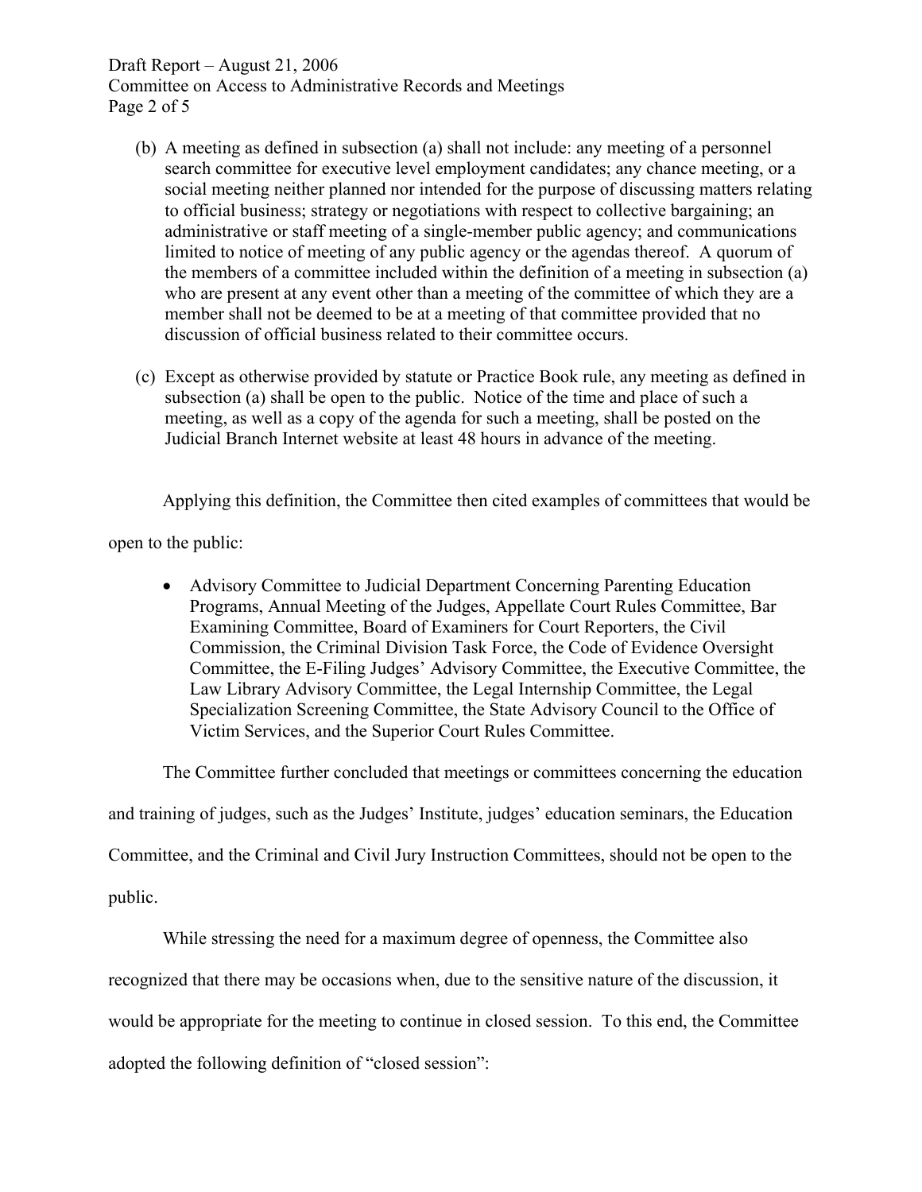(b) A meeting as defined in subsection (a) shall not include: any meeting of a personnel search committee for executive level employment candidates; any chance meeting, or a social meeting neither planned nor intended for the purpose of discussing matters relating to official business; strategy or negotiations with respect to collective bargaining; an administrative or staff meeting of a single-member public agency; and communications limited to notice of meeting of any public agency or the agendas thereof. A quorum of the members of a committee included within the definition of a meeting in subsection (a) who are present at any event other than a meeting of the committee of which they are a member shall not be deemed to be at a meeting of that committee provided that no discussion of official business related to their committee occurs.

(c) Except as otherwise provided by statute or Practice Book rule, any meeting as defined in subsection (a) shall be open to the public. Notice of the time and place of such a meeting, as well as a copy of the agenda for such a meeting, shall be posted on the Judicial Branch Internet website at least 48 hours in advance of the meeting.

Applying this definition, the Committee then cited examples of committees that would be open to the public:

- Advisory Committee to Judicial Department Concerning Parenting Education Programs, Annual Meeting of the Judges, Appellate Court Rules Committee, Bar Examining Committee, Board of Examiners for Court Reporters, the Civil Commission, the Criminal Division Task Force, the Code of Evidence Oversight Committee, the E-Filing Judges' Advisory Committee, the Executive Committee, the Law Library Advisory Committee, the Legal Internship Committee, the Legal Specialization Screening Committee, the State Advisory Council to the Office of Victim Services, and the Superior Court Rules Committee.

The Committee further concluded that meetings or committees concerning the education and training of judges, such as the Judges' Institute, judges' education seminars, the Education Committee, and the Criminal and Civil Jury Instruction Committees, should not be open to the public.

While stressing the need for a maximum degree of openness, the Committee also recognized that there may be occasions when, due to the sensitive nature of the discussion, it would be appropriate for the meeting to continue in closed session. To this end, the Committee adopted the following definition of "closed session":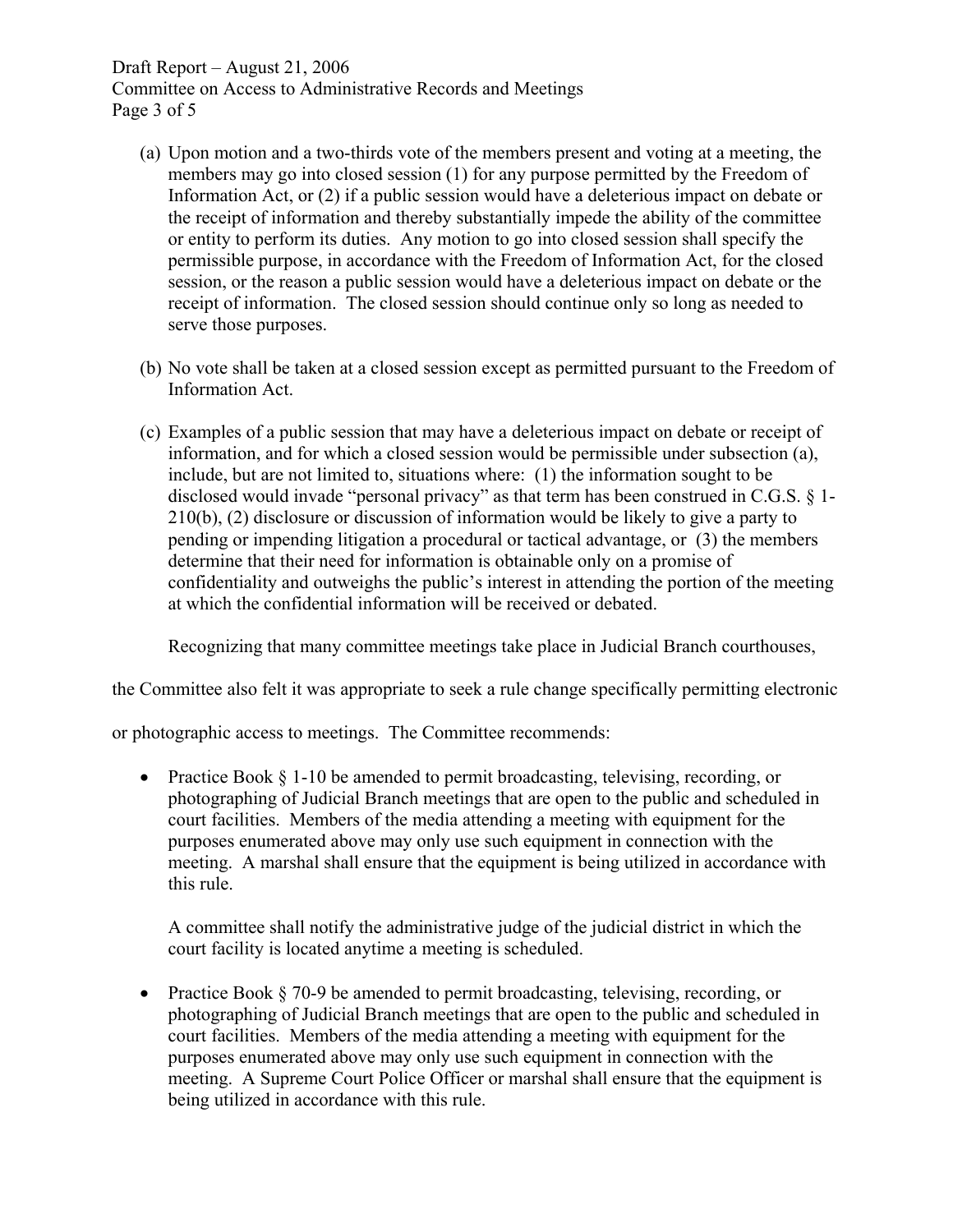(a) Upon motion and a two-thirds vote of the members present and voting at a meeting, the members may go into closed session (1) for any purpose permitted by the Freedom of Information Act, or (2) if a public session would have a deleterious impact on debate or the receipt of information and thereby substantially impede the ability of the committee or entity to perform its duties. Any motion to go into closed session shall specify the permissible purpose, in accordance with the Freedom of Information Act, for the closed session, or the reason a public session would have a deleterious impact on debate or the receipt of information. The closed session should continue only so long as needed to serve those purposes.

(b) No vote shall be taken at a closed session except as permitted pursuant to the Freedom of Information Act.

(c) Examples of a public session that may have a deleterious impact on debate or receipt of information, and for which a closed session would be permissible under subsection (a), include, but are not limited to, situations where: (1) the information sought to be disclosed would invade "personal privacy" as that term has been construed in C.G.S. § 1-210(b), (2) disclosure or discussion of information would be likely to give a party to pending or impending litigation a procedural or tactical advantage, or (3) the members determine that their need for information is obtainable only on a promise of confidentiality and outweighs the public's interest in attending the portion of the meeting at which the confidential information will be received or debated.

Recognizing that many committee meetings take place in Judicial Branch courthouses, the Committee also felt it was appropriate to seek a rule change specifically permitting electronic or photographic access to meetings. The Committee recommends:

- Practice Book § 1-10 be amended to permit broadcasting, televising, recording, or photographing of Judicial Branch meetings that are open to the public and scheduled in court facilities. Members of the media attending a meeting with equipment for the purposes enumerated above may only use such equipment in connection with the meeting. A marshal shall ensure that the equipment is being utilized in accordance with this rule.

  A committee shall notify the administrative judge of the judicial district in which the court facility is located anytime a meeting is scheduled.

- Practice Book § 70-9 be amended to permit broadcasting, televising, recording, or photographing of Judicial Branch meetings that are open to the public and scheduled in court facilities. Members of the media attending a meeting with equipment for the purposes enumerated above may only use such equipment in connection with the meeting. A Supreme Court Police Officer or marshal shall ensure that the equipment is being utilized in accordance with this rule.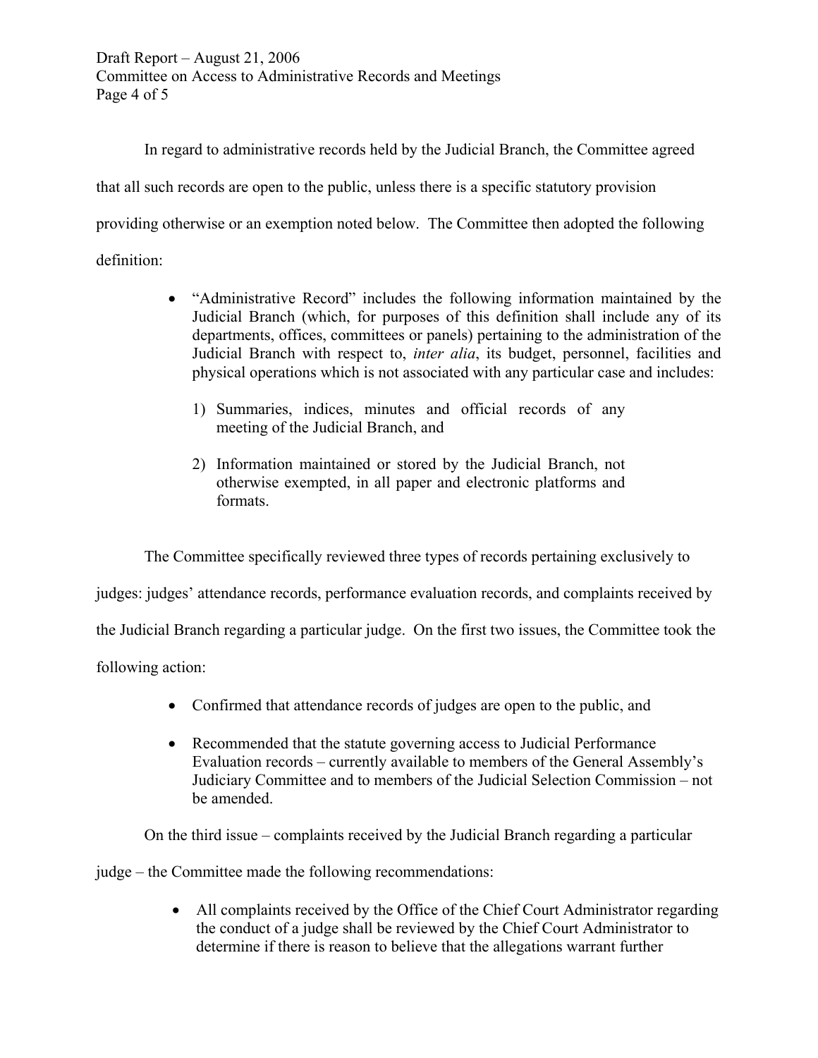In regard to administrative records held by the Judicial Branch, the Committee agreed that all such records are open to the public, unless there is a specific statutory provision providing otherwise or an exemption noted below. The Committee then adopted the following definition:

- "Administrative Record" includes the following information maintained by the Judicial Branch (which, for purposes of this definition shall include any of its departments, offices, committees or panels) pertaining to the administration of the Judicial Branch with respect to, *inter alia*, its budget, personnel, facilities and physical operations which is not associated with any particular case and includes:

    1) Summaries, indices, minutes and official records of any meeting of the Judicial Branch, and

    2) Information maintained or stored by the Judicial Branch, not otherwise exempted, in all paper and electronic platforms and formats.

The Committee specifically reviewed three types of records pertaining exclusively to judges: judges' attendance records, performance evaluation records, and complaints received by the Judicial Branch regarding a particular judge. On the first two issues, the Committee took the following action:

- Confirmed that attendance records of judges are open to the public, and

- Recommended that the statute governing access to Judicial Performance Evaluation records – currently available to members of the General Assembly's Judiciary Committee and to members of the Judicial Selection Commission – not be amended.

On the third issue – complaints received by the Judicial Branch regarding a particular judge – the Committee made the following recommendations:

- All complaints received by the Office of the Chief Court Administrator regarding the conduct of a judge shall be reviewed by the Chief Court Administrator to determine if there is reason to believe that the allegations warrant further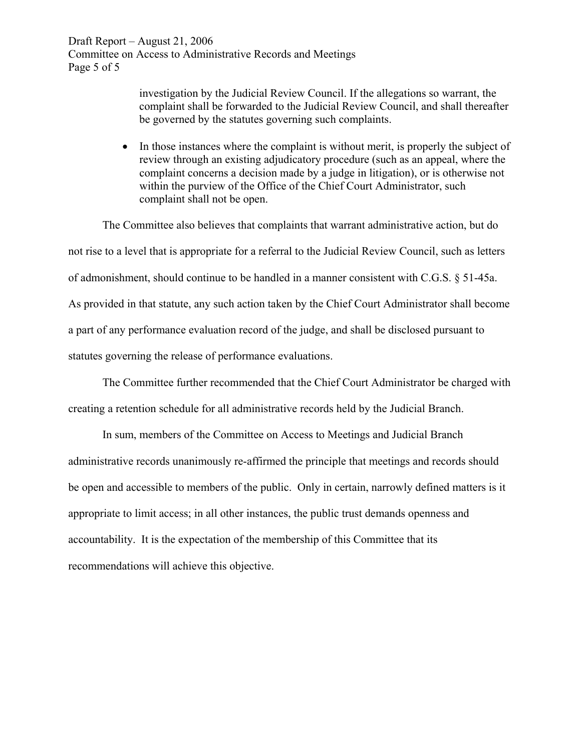investigation by the Judicial Review Council. If the allegations so warrant, the complaint shall be forwarded to the Judicial Review Council, and shall thereafter be governed by the statutes governing such complaints.

- In those instances where the complaint is without merit, is properly the subject of review through an existing adjudicatory procedure (such as an appeal, where the complaint concerns a decision made by a judge in litigation), or is otherwise not within the purview of the Office of the Chief Court Administrator, such complaint shall not be open.

The Committee also believes that complaints that warrant administrative action, but do not rise to a level that is appropriate for a referral to the Judicial Review Council, such as letters of admonishment, should continue to be handled in a manner consistent with C.G.S. § 51-45a. As provided in that statute, any such action taken by the Chief Court Administrator shall become a part of any performance evaluation record of the judge, and shall be disclosed pursuant to statutes governing the release of performance evaluations.

The Committee further recommended that the Chief Court Administrator be charged with creating a retention schedule for all administrative records held by the Judicial Branch.

In sum, members of the Committee on Access to Meetings and Judicial Branch administrative records unanimously re-affirmed the principle that meetings and records should be open and accessible to members of the public. Only in certain, narrowly defined matters is it appropriate to limit access; in all other instances, the public trust demands openness and accountability. It is the expectation of the membership of this Committee that its recommendations will achieve this objective.